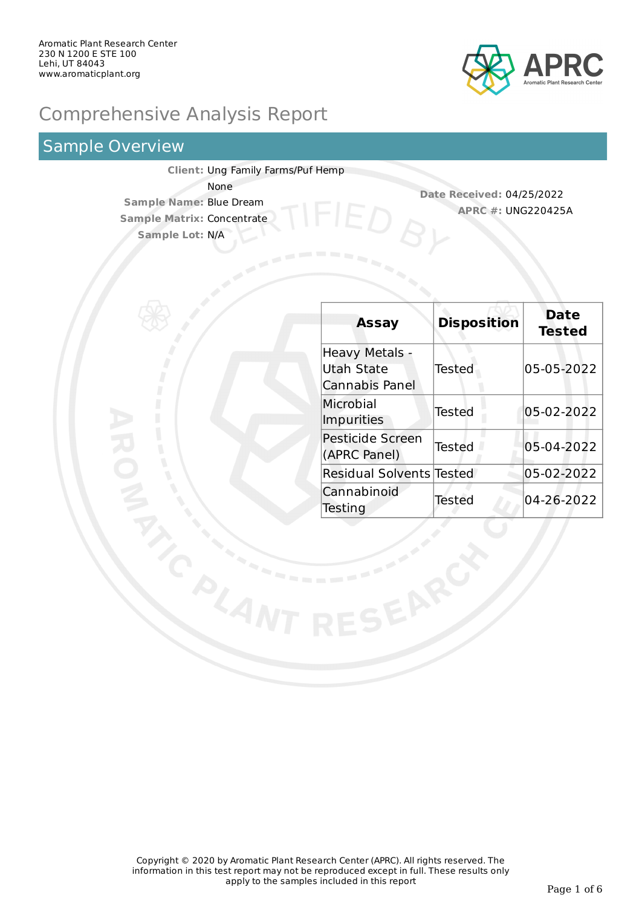Aromatic Plant Research Center
230 N 1200 E STE 100
Lehi, UT 84043
www.aromaticplant.org

# Comprehensive Analysis Report

## Sample Overview

**Client:** Ung Family Farms/Puf Hemp
None
**Sample Name:** Blue Dream
**Sample Matrix:** Concentrate
**Sample Lot:** N/A

**Date Received:** 04/25/2022
**APRC #:** UNG220425A

| Assay | Disposition | Date Tested |
|---|---|---|
| Heavy Metals - Utah State Cannabis Panel | Tested | 05-05-2022 |
| Microbial Impurities | Tested | 05-02-2022 |
| Pesticide Screen (APRC Panel) | Tested | 05-04-2022 |
| Residual Solvents | Tested | 05-02-2022 |
| Cannabinoid Testing | Tested | 04-26-2022 |

Copyright © 2020 by Aromatic Plant Research Center (APRC). All rights reserved. The information in this test report may not be reproduced except in full. These results only apply to the samples included in this report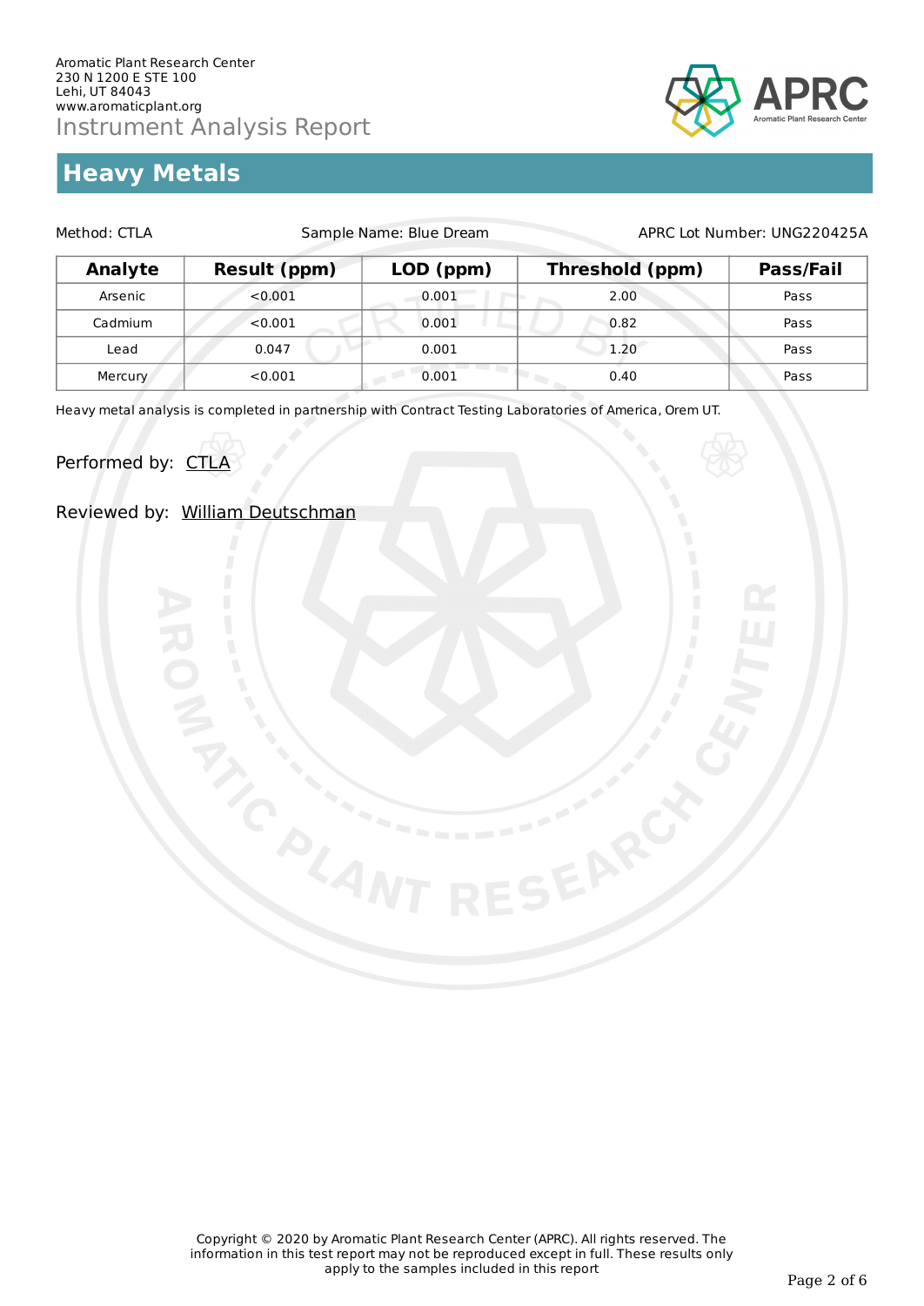Aromatic Plant Research Center
230 N 1200 E STE 100
Lehi, UT 84043
www.aromaticplant.org

Instrument Analysis Report

# Heavy Metals

Method: CTLA | Sample Name: Blue Dream | APRC Lot Number: UNG220425A

| Analyte | Result (ppm) | LOD (ppm) | Threshold (ppm) | Pass/Fail |
|---|---|---|---|---|
| Arsenic | <0.001 | 0.001 | 2.00 | Pass |
| Cadmium | <0.001 | 0.001 | 0.82 | Pass |
| Lead | 0.047 | 0.001 | 1.20 | Pass |
| Mercury | <0.001 | 0.001 | 0.40 | Pass |

Heavy metal analysis is completed in partnership with Contract Testing Laboratories of America, Orem UT.

Performed by: CTLA

Reviewed by: William Deutschman

Copyright © 2020 by Aromatic Plant Research Center (APRC). All rights reserved. The information in this test report may not be reproduced except in full. These results only apply to the samples included in this report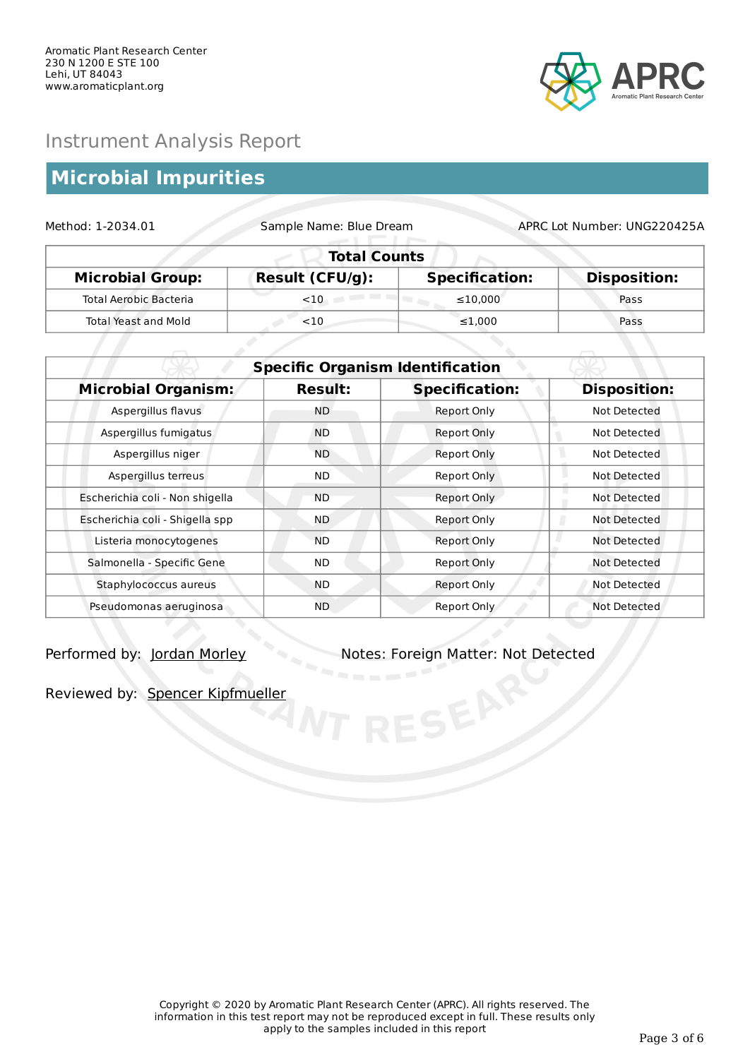Aromatic Plant Research Center
230 N 1200 E STE 100
Lehi, UT 84043
www.aromaticplant.org

APRC
Aromatic Plant Research Center

# Instrument Analysis Report

## Microbial Impurities

Method: 1-2034.01 Sample Name: Blue Dream APRC Lot Number: UNG220425A

| Total Counts | | | |
|---|---|---|---|
| **Microbial Group:** | **Result (CFU/g):** | **Specification:** | **Disposition:** |
| Total Aerobic Bacteria | <10 | ≤10,000 | Pass |
| Total Yeast and Mold | <10 | ≤1,000 | Pass |

| Specific Organism Identification | | | |
|---|---|---|---|
| **Microbial Organism:** | **Result:** | **Specification:** | **Disposition:** |
| Aspergillus flavus | ND | Report Only | Not Detected |
| Aspergillus fumigatus | ND | Report Only | Not Detected |
| Aspergillus niger | ND | Report Only | Not Detected |
| Aspergillus terreus | ND | Report Only | Not Detected |
| Escherichia coli - Non shigella | ND | Report Only | Not Detected |
| Escherichia coli - Shigella spp | ND | Report Only | Not Detected |
| Listeria monocytogenes | ND | Report Only | Not Detected |
| Salmonella - Specific Gene | ND | Report Only | Not Detected |
| Staphylococcus aureus | ND | Report Only | Not Detected |
| Pseudomonas aeruginosa | ND | Report Only | Not Detected |

Performed by: Jordan Morley

Notes: Foreign Matter: Not Detected

Reviewed by: Spencer Kipfmueller

Copyright © 2020 by Aromatic Plant Research Center (APRC). All rights reserved. The information in this test report may not be reproduced except in full. These results only apply to the samples included in this report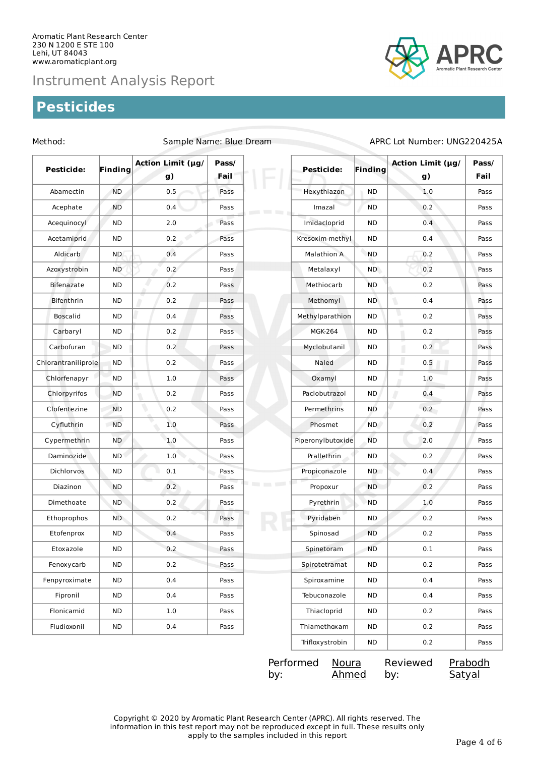Aromatic Plant Research Center
230 N 1200 E STE 100
Lehi, UT 84043
www.aromaticplant.org

# Instrument Analysis Report

## Pesticides

Method: Sample Name: Blue Dream APRC Lot Number: UNG220425A

| Pesticide: | Finding | Action Limit (µg/g) | Pass/Fail |
|---|---|---|---|
| Abamectin | ND | 0.5 | Pass |
| Acephate | ND | 0.4 | Pass |
| Acequinocyl | ND | 2.0 | Pass |
| Acetamiprid | ND | 0.2 | Pass |
| Aldicarb | ND | 0.4 | Pass |
| Azoxystrobin | ND | 0.2 | Pass |
| Bifenazate | ND | 0.2 | Pass |
| Bifenthrin | ND | 0.2 | Pass |
| Boscalid | ND | 0.4 | Pass |
| Carbaryl | ND | 0.2 | Pass |
| Carbofuran | ND | 0.2 | Pass |
| Chlorantraniliprole | ND | 0.2 | Pass |
| Chlorfenapyr | ND | 1.0 | Pass |
| Chlorpyrifos | ND | 0.2 | Pass |
| Clofentezine | ND | 0.2 | Pass |
| Cyfluthrin | ND | 1.0 | Pass |
| Cypermethrin | ND | 1.0 | Pass |
| Daminozide | ND | 1.0 | Pass |
| Dichlorvos | ND | 0.1 | Pass |
| Diazinon | ND | 0.2 | Pass |
| Dimethoate | ND | 0.2 | Pass |
| Ethoprophos | ND | 0.2 | Pass |
| Etofenprox | ND | 0.4 | Pass |
| Etoxazole | ND | 0.2 | Pass |
| Fenoxycarb | ND | 0.2 | Pass |
| Fenpyroximate | ND | 0.4 | Pass |
| Fipronil | ND | 0.4 | Pass |
| Flonicamid | ND | 1.0 | Pass |
| Fludioxonil | ND | 0.4 | Pass |

| Pesticide: | Finding | Action Limit (µg/g) | Pass/Fail |
|---|---|---|---|
| Hexythiazon | ND | 1.0 | Pass |
| Imazal | ND | 0.2 | Pass |
| Imidacloprid | ND | 0.4 | Pass |
| Kresoxim-methyl | ND | 0.4 | Pass |
| Malathion A | ND | 0.2 | Pass |
| Metalaxyl | ND | 0.2 | Pass |
| Methiocarb | ND | 0.2 | Pass |
| Methomyl | ND | 0.4 | Pass |
| Methylparathion | ND | 0.2 | Pass |
| MGK-264 | ND | 0.2 | Pass |
| Myclobutanil | ND | 0.2 | Pass |
| Naled | ND | 0.5 | Pass |
| Oxamyl | ND | 1.0 | Pass |
| Paclobutrazol | ND | 0.4 | Pass |
| Permethrins | ND | 0.2 | Pass |
| Phosmet | ND | 0.2 | Pass |
| Piperonylbutoxide | ND | 2.0 | Pass |
| Prallethrin | ND | 0.2 | Pass |
| Propiconazole | ND | 0.4 | Pass |
| Propoxur | ND | 0.2 | Pass |
| Pyrethrin | ND | 1.0 | Pass |
| Pyridaben | ND | 0.2 | Pass |
| Spinosad | ND | 0.2 | Pass |
| Spinetoram | ND | 0.1 | Pass |
| Spirotetramat | ND | 0.2 | Pass |
| Spiroxamine | ND | 0.4 | Pass |
| Tebuconazole | ND | 0.4 | Pass |
| Thiacloprid | ND | 0.2 | Pass |
| Thiamethoxam | ND | 0.2 | Pass |
| Trifloxystrobin | ND | 0.2 | Pass |

Performed by: Noura Ahmed Reviewed by: Prabodh Satyal

Copyright © 2020 by Aromatic Plant Research Center (APRC). All rights reserved. The information in this test report may not be reproduced except in full. These results only apply to the samples included in this report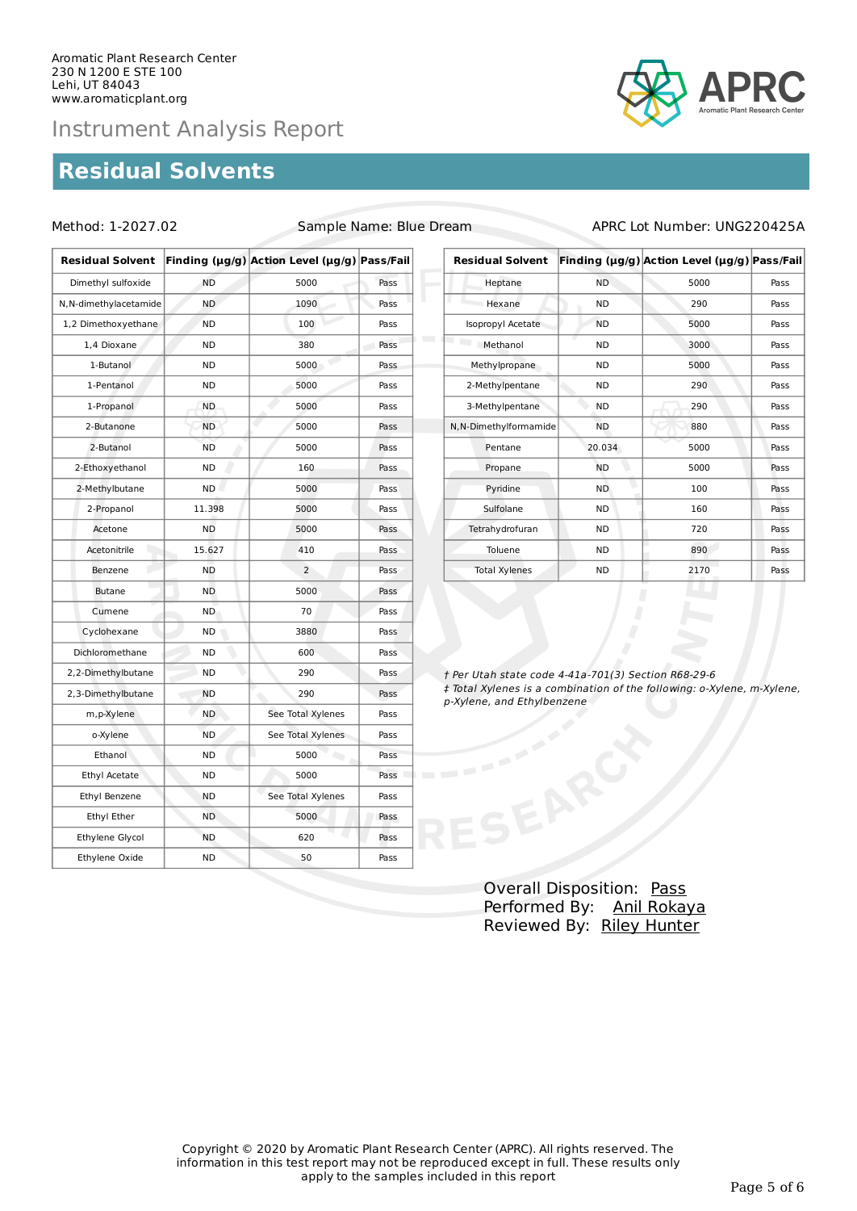Aromatic Plant Research Center
230 N 1200 E STE 100
Lehi, UT 84043
www.aromaticplant.org

Instrument Analysis Report

# Residual Solvents

Method: 1-2027.02 | Sample Name: Blue Dream | APRC Lot Number: UNG220425A

| Residual Solvent | Finding (µg/g) | Action Level (µg/g) | Pass/Fail |
|---|---|---|---|
| Dimethyl sulfoxide | ND | 5000 | Pass |
| N,N-dimethylacetamide | ND | 1090 | Pass |
| 1,2 Dimethoxyethane | ND | 100 | Pass |
| 1,4 Dioxane | ND | 380 | Pass |
| 1-Butanol | ND | 5000 | Pass |
| 1-Pentanol | ND | 5000 | Pass |
| 1-Propanol | ND | 5000 | Pass |
| 2-Butanone | ND | 5000 | Pass |
| 2-Butanol | ND | 5000 | Pass |
| 2-Ethoxyethanol | ND | 160 | Pass |
| 2-Methylbutane | ND | 5000 | Pass |
| 2-Propanol | 11.398 | 5000 | Pass |
| Acetone | ND | 5000 | Pass |
| Acetonitrile | 15.627 | 410 | Pass |
| Benzene | ND | 2 | Pass |
| Butane | ND | 5000 | Pass |
| Cumene | ND | 70 | Pass |
| Cyclohexane | ND | 3880 | Pass |
| Dichloromethane | ND | 600 | Pass |
| 2,2-Dimethylbutane | ND | 290 | Pass |
| 2,3-Dimethylbutane | ND | 290 | Pass |
| m,p-Xylene | ND | See Total Xylenes | Pass |
| o-Xylene | ND | See Total Xylenes | Pass |
| Ethanol | ND | 5000 | Pass |
| Ethyl Acetate | ND | 5000 | Pass |
| Ethyl Benzene | ND | See Total Xylenes | Pass |
| Ethyl Ether | ND | 5000 | Pass |
| Ethylene Glycol | ND | 620 | Pass |
| Ethylene Oxide | ND | 50 | Pass |

| Residual Solvent | Finding (µg/g) | Action Level (µg/g) | Pass/Fail |
|---|---|---|---|
| Heptane | ND | 5000 | Pass |
| Hexane | ND | 290 | Pass |
| Isopropyl Acetate | ND | 5000 | Pass |
| Methanol | ND | 3000 | Pass |
| Methylpropane | ND | 5000 | Pass |
| 2-Methylpentane | ND | 290 | Pass |
| 3-Methylpentane | ND | 290 | Pass |
| N,N-Dimethylformamide | ND | 880 | Pass |
| Pentane | 20.034 | 5000 | Pass |
| Propane | ND | 5000 | Pass |
| Pyridine | ND | 100 | Pass |
| Sulfolane | ND | 160 | Pass |
| Tetrahydrofuran | ND | 720 | Pass |
| Toluene | ND | 890 | Pass |
| Total Xylenes | ND | 2170 | Pass |

*† Per Utah state code 4-41a-701(3) Section R68-29-6*
*‡ Total Xylenes is a combination of the following: o-Xylene, m-Xylene, p-Xylene, and Ethylbenzene*

Overall Disposition: Pass
Performed By: Anil Rokaya
Reviewed By: Riley Hunter

Copyright © 2020 by Aromatic Plant Research Center (APRC). All rights reserved. The information in this test report may not be reproduced except in full. These results only apply to the samples included in this report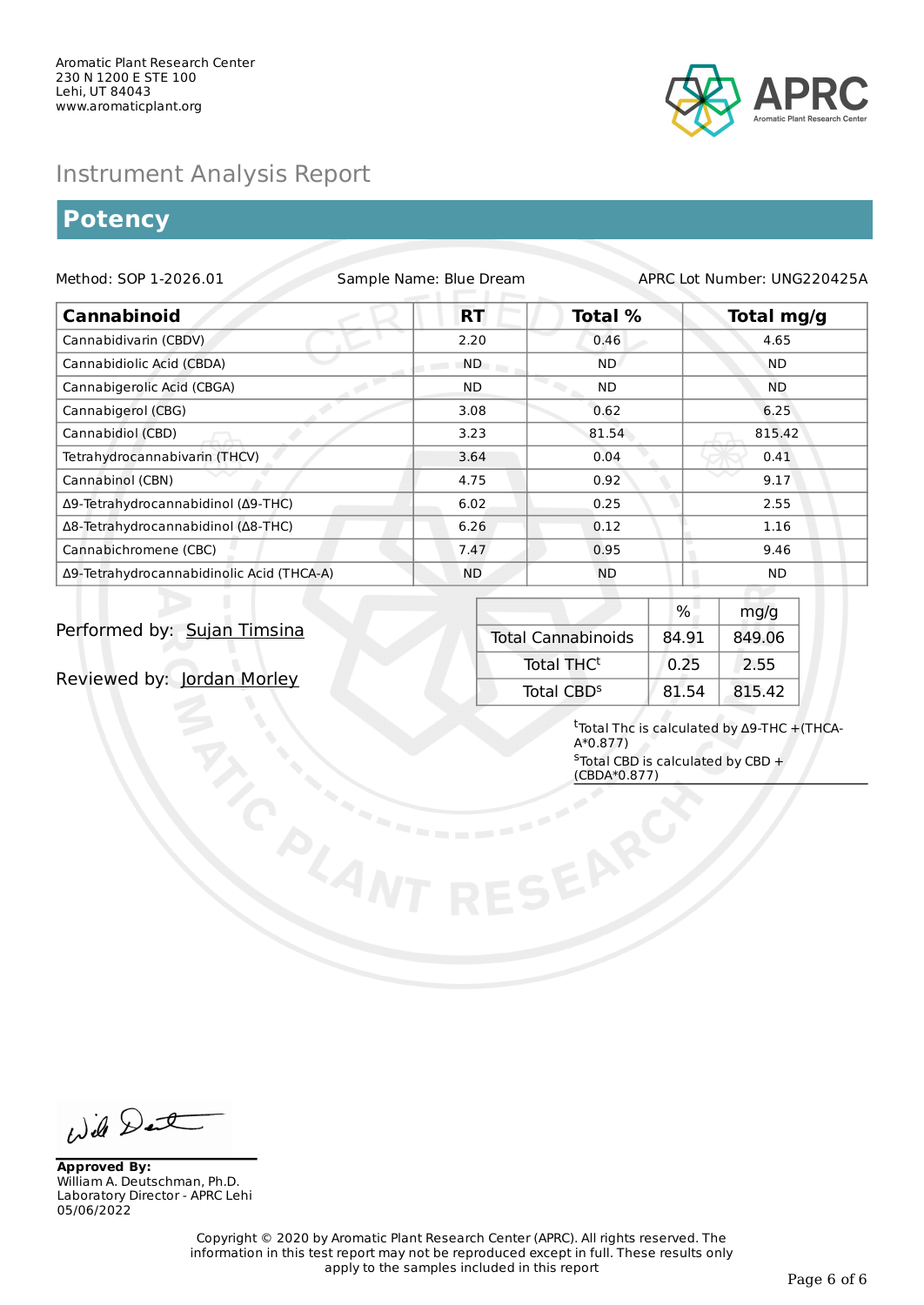Aromatic Plant Research Center
230 N 1200 E STE 100
Lehi, UT 84043
www.aromaticplant.org

APRC
Aromatic Plant Research Center

# Instrument Analysis Report

## Potency

Method: SOP 1-2026.01 Sample Name: Blue Dream APRC Lot Number: UNG220425A

| Cannabinoid | RT | Total % | Total mg/g |
|---|---|---|---|
| Cannabidivarin (CBDV) | 2.20 | 0.46 | 4.65 |
| Cannabidiolic Acid (CBDA) | ND | ND | ND |
| Cannabigerolic Acid (CBGA) | ND | ND | ND |
| Cannabigerol (CBG) | 3.08 | 0.62 | 6.25 |
| Cannabidiol (CBD) | 3.23 | 81.54 | 815.42 |
| Tetrahydrocannabivarin (THCV) | 3.64 | 0.04 | 0.41 |
| Cannabinol (CBN) | 4.75 | 0.92 | 9.17 |
| Δ9-Tetrahydrocannabidinol (Δ9-THC) | 6.02 | 0.25 | 2.55 |
| Δ8-Tetrahydrocannabidinol (Δ8-THC) | 6.26 | 0.12 | 1.16 |
| Cannabichromene (CBC) | 7.47 | 0.95 | 9.46 |
| Δ9-Tetrahydrocannabidinolic Acid (THCA-A) | ND | ND | ND |

Performed by: Sujan Timsina

Reviewed by: Jordan Morley

| | % | mg/g |
|---|---|---|
| Total Cannabinoids | 84.91 | 849.06 |
| Total THC[t] | 0.25 | 2.55 |
| Total CBD[s] | 81.54 | 815.42 |

[t]Total Thc is calculated by Δ9-THC +(THCA-A*0.877)

[s]Total CBD is calculated by CBD + (CBDA*0.877)

**Approved By:**
William A. Deutschman, Ph.D.
Laboratory Director - APRC Lehi
05/06/2022

Copyright © 2020 by Aromatic Plant Research Center (APRC). All rights reserved. The information in this test report may not be reproduced except in full. These results only apply to the samples included in this report